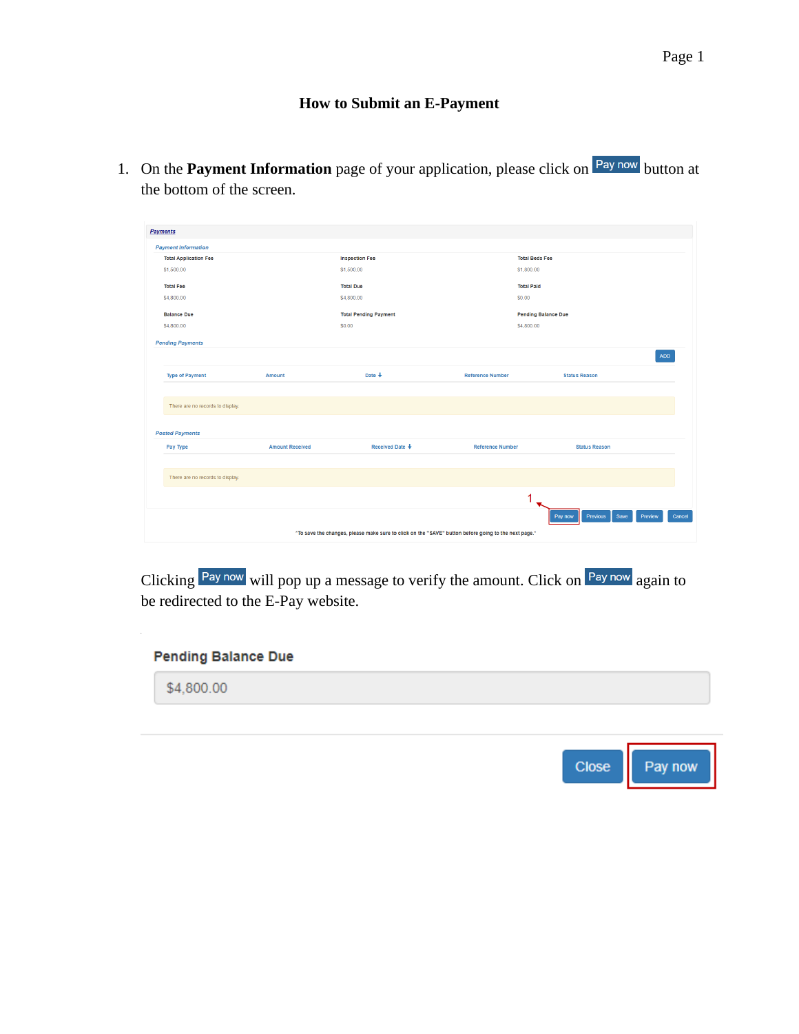# How to Submit an E-Payment

1. On the **Payment Information** page of your application, please click on Pay now button at the bottom of the screen.

Clicking Pay now will pop up a message to verify the amount. Click on Pay now again to be redirected to the E-Pay website.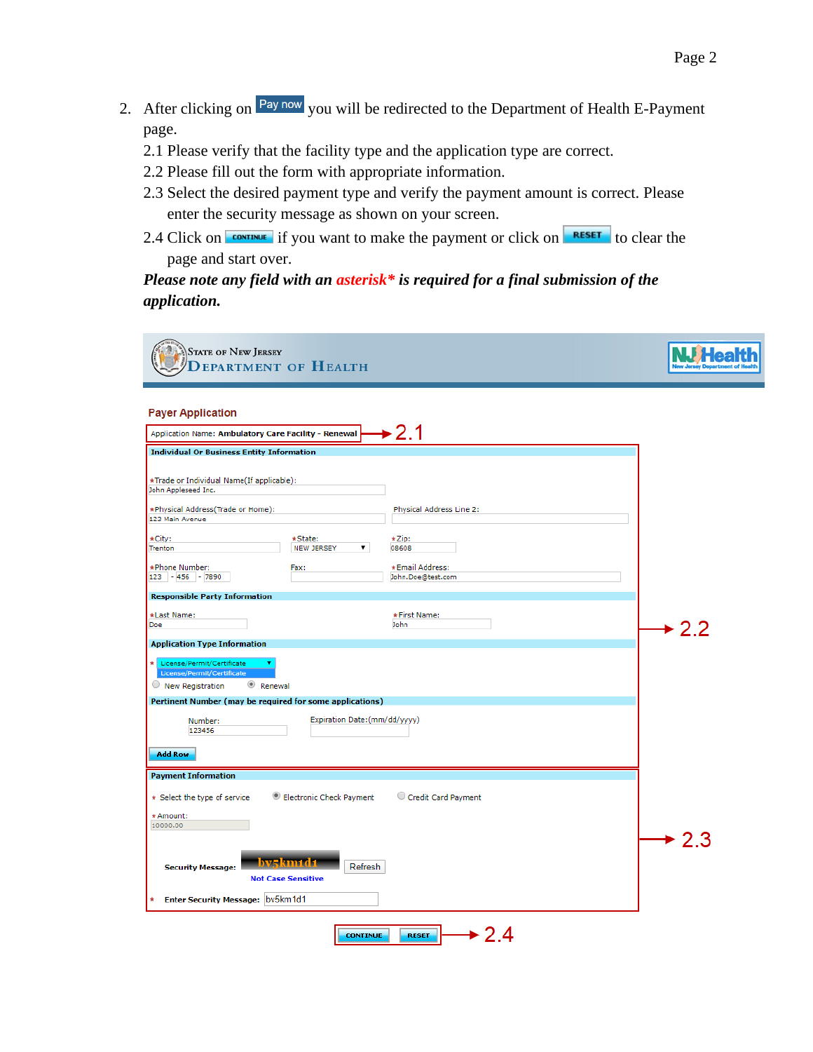2. After clicking on Pay now you will be redirected to the Department of Health E-Payment page.

   2.1 Please verify that the facility type and the application type are correct.

   2.2 Please fill out the form with appropriate information.

   2.3 Select the desired payment type and verify the payment amount is correct. Please enter the security message as shown on your screen.

   2.4 Click on CONTINUE if you want to make the payment or click on RESET to clear the page and start over.

***Please note any field with an asterisk\* is required for a final submission of the application.***

STATE OF NEW JERSEY
DEPARTMENT OF HEALTH

NJ Health
New Jersey Department of Health

**Payer Application**

Application Name: **Ambulatory Care Facility - Renewal** → 2.1

**Individual Or Business Entity Information**

\*Trade or Individual Name(If applicable): John Appleseed Inc.

\*Physical Address(Trade or Home): 123 Main Avenue

Physical Address Line 2:

\*City: Trenton

\*State: NEW JERSEY

\*Zip: 08608

\*Phone Number: 123 - 456 - 7890

Fax:

\*Email Address: John.Doe@test.com

**Responsible Party Information**

\*Last Name: Doe

\*First Name: John

**Application Type Information** → 2.2

\* License/Permit/Certificate

License/Permit/Certificate

New Registration   Renewal

**Pertinent Number (may be required for some applications)**

Number: 123456

Expiration Date:(mm/dd/yyyy)

Add Row

**Payment Information**

\* Select the type of service   Electronic Check Payment   Credit Card Payment

\*Amount: 10000.00

**Security Message:** bv5km1d1   Refresh → 2.3

**Not Case Sensitive**

\* **Enter Security Message:** bv5km1d1

CONTINUE   RESET → 2.4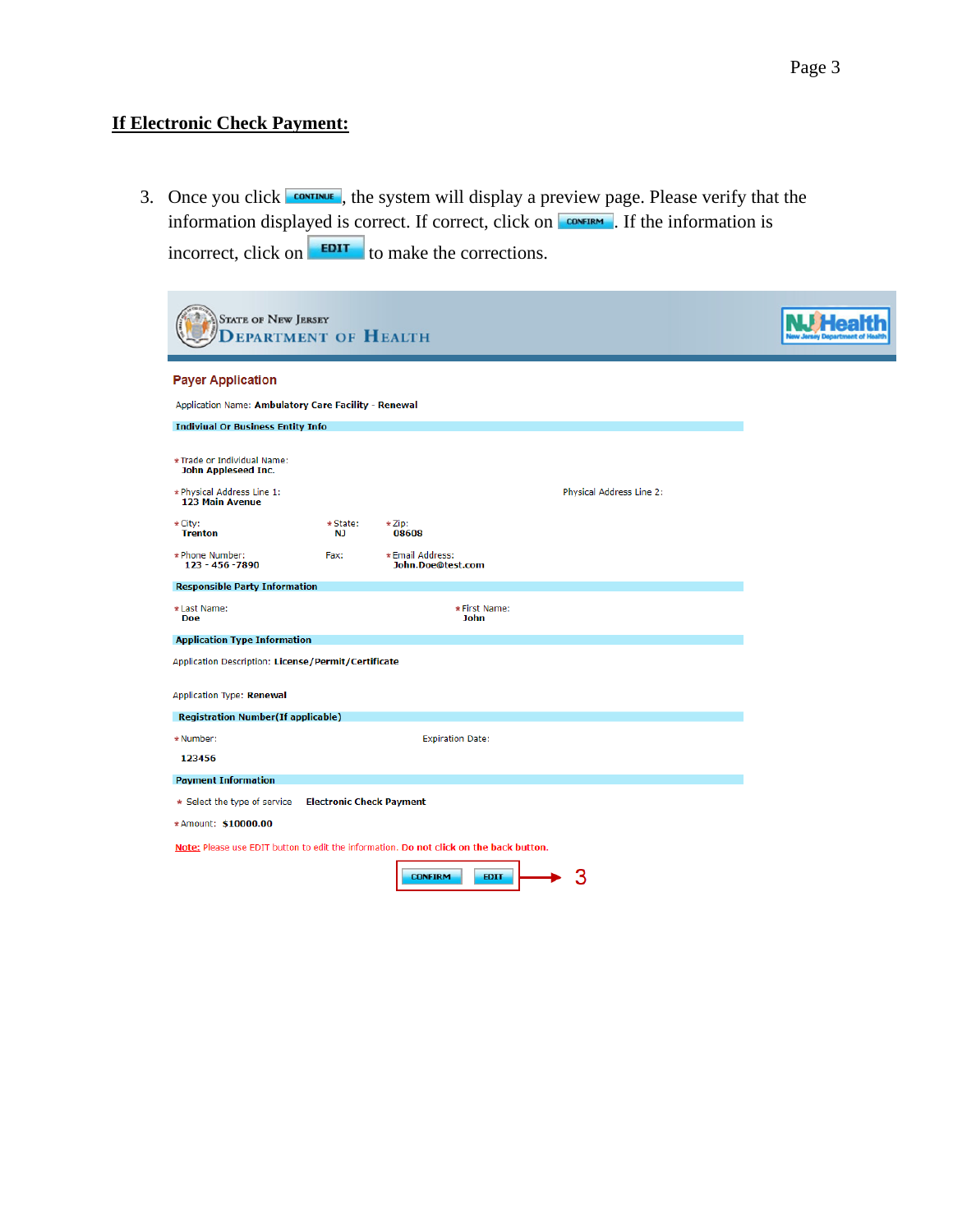## If Electronic Check Payment:

3. Once you click CONTINUE, the system will display a preview page. Please verify that the information displayed is correct. If correct, click on CONFIRM. If the information is incorrect, click on EDIT to make the corrections.

State of New Jersey
Department of Health

NJHealth
New Jersey Department of Health

**Payer Application**

Application Name: **Ambulatory Care Facility - Renewal**

**Indiviual Or Business Entity Info**

* Trade or Individual Name:
**John Appleseed Inc.**

* Physical Address Line 1:
**123 Main Avenue**

Physical Address Line 2:

* City:
**Trenton**

* State:
**NJ**

* Zip:
**08608**

* Phone Number:
**123 - 456 -7890**

Fax:

* Email Address:
**John.Doe@test.com**

**Responsible Party Information**

* Last Name:
**Doe**

* First Name:
**John**

**Application Type Information**

Application Description: **License/Permit/Certificate**

Application Type: **Renewal**

**Registration Number(If applicable)**

* Number:
**123456**

Expiration Date:

**Payment Information**

* Select the type of service **Electronic Check Payment**

* Amount: **$10000.00**

Note: Please use EDIT button to edit the information. **Do not click on the back button.**

CONFIRM EDIT → 3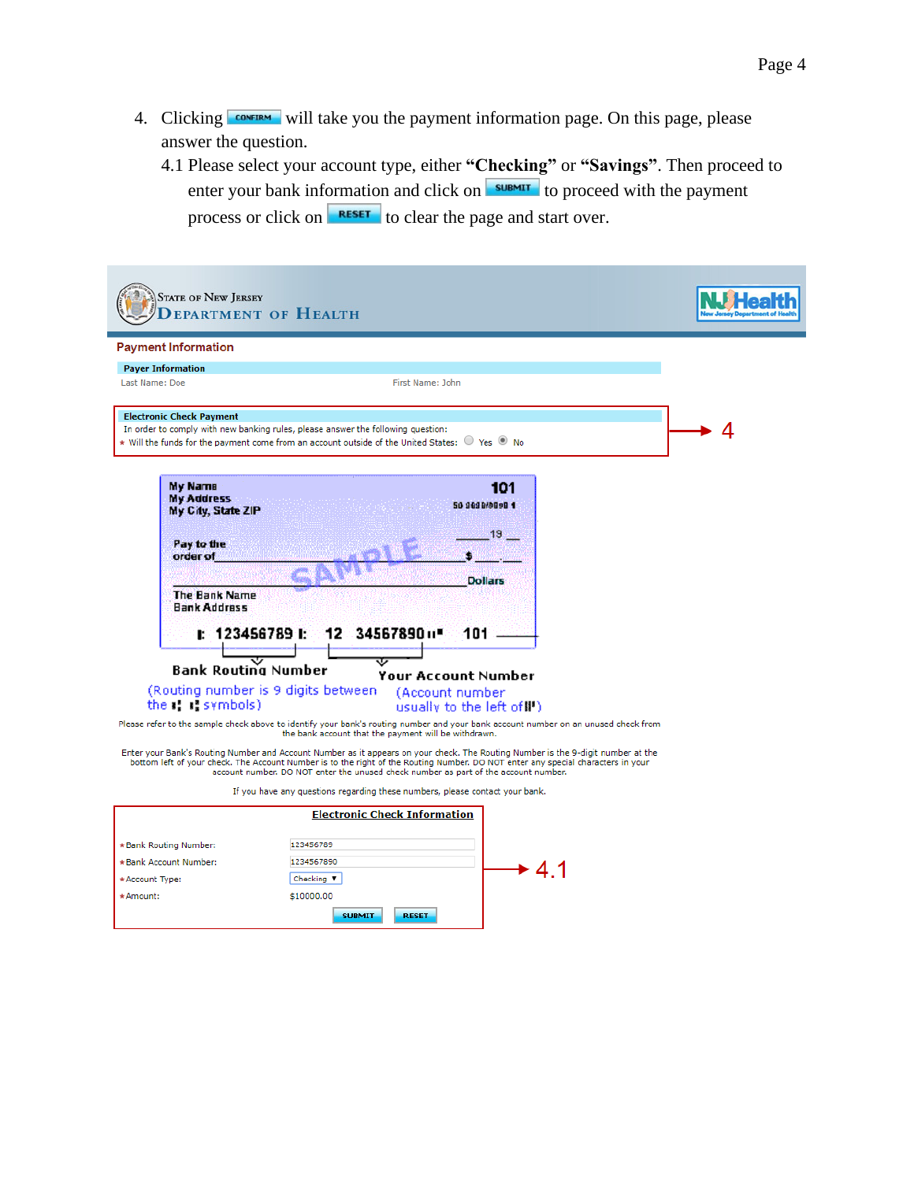4. Clicking CONFIRM will take you the payment information page. On this page, please answer the question.

   4.1 Please select your account type, either **"Checking"** or **"Savings"**. Then proceed to enter your bank information and click on SUBMIT to proceed with the payment process or click on RESET to clear the page and start over.

STATE OF NEW JERSEY
DEPARTMENT OF HEALTH

NJHealth
New Jersey Department of Health

Payment Information

**Payer Information**

Last Name: Doe First Name: John

**Electronic Check Payment**

In order to comply with new banking rules, please answer the following question:

* Will the funds for the payment come from an account outside of the United States: ○ Yes ◉ No

→ 4

My Name
My Address
My City, State ZIP

101

50 0000/0000 1

Pay to the order of ______ $ ______

SAMPLE

Dollars

The Bank Name
Bank Address

⑆ 123456789 ⑆ 12 34567890⑈ 101

Bank Routing Number
(Routing number is 9 digits between the ⑆ ⑆ symbols)

Your Account Number
(Account number usually to the left of ⑈)

Please refer to the sample check above to identify your bank's routing number and your bank account number on an unused check from the bank account that the payment will be withdrawn.

Enter your Bank's Routing Number and Account Number as it appears on your check. The Routing Number is the 9-digit number at the bottom left of your check. The Account Number is to the right of the Routing Number. DO NOT enter any special characters in your account number. DO NOT enter the unused check number as part of the account number.

If you have any questions regarding these numbers, please contact your bank.

**Electronic Check Information**

| | |
|---|---|
| *Bank Routing Number: | 123456789 |
| *Bank Account Number: | 1234567890 |
| *Account Type: | Checking ▼ |
| *Amount: | $10000.00 |

SUBMIT RESET

→ 4.1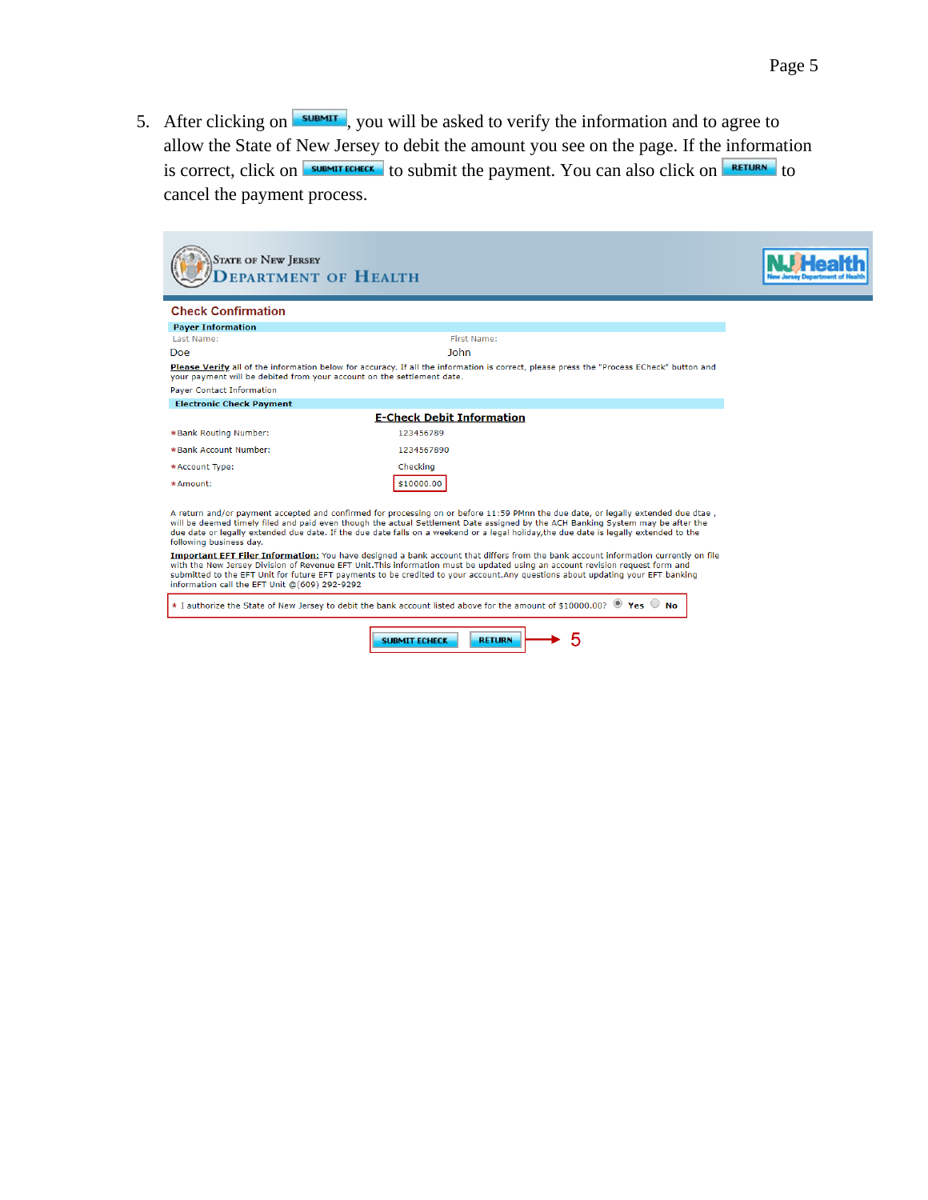5. After clicking on SUBMIT, you will be asked to verify the information and to agree to allow the State of New Jersey to debit the amount you see on the page. If the information is correct, click on SUBMIT ECHECK to submit the payment. You can also click on RETURN to cancel the payment process.

STATE OF NEW JERSEY
DEPARTMENT OF HEALTH

NJ Health
New Jersey Department of Health

**Check Confirmation**

**Payer Information**

| Last Name: | First Name: |
|---|---|
| Doe | John |

**Please Verify** all of the information below for accuracy. If all the information is correct, please press the "Process ECheck" button and your payment will be debited from your account on the settlement date.

Payer Contact Information

**Electronic Check Payment**

**E-Check Debit Information**

| | |
|---|---|
| *Bank Routing Number: | 123456789 |
| *Bank Account Number: | 1234567890 |
| *Account Type: | Checking |
| *Amount: | $10000.00 |

A return and/or payment accepted and confirmed for processing on or before 11:59 PMnn the due date, or legally extended due dtae , will be deemed timely filed and paid even though the actual Settlement Date assigned by the ACH Banking System may be after the due date or legally extended due date. If the due date falls on a weekend or a legal holiday,the due date is legally extended to the following business day.

**Important EFT Filer Information:** You have designed a bank account that differs from the bank account information currently on file with the New Jersey Division of Revenue EFT Unit.This information must be updated using an account revision request form and submitted to the EFT Unit for future EFT payments to be credited to your account.Any questions about updating your EFT banking information call the EFT Unit @(609) 292-9292

* I authorize the State of New Jersey to debit the bank account listed above for the amount of $10000.00? (•) Yes ( ) No

SUBMIT ECHECK RETURN → 5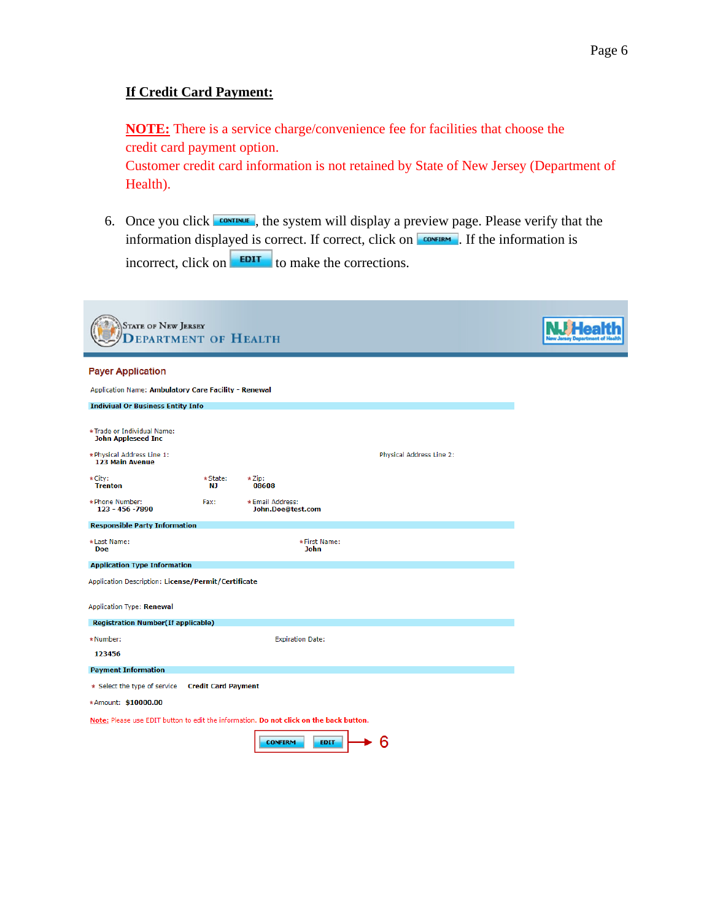## If Credit Card Payment:

**NOTE:** There is a service charge/convenience fee for facilities that choose the credit card payment option.
Customer credit card information is not retained by State of New Jersey (Department of Health).

6. Once you click CONTINUE, the system will display a preview page. Please verify that the information displayed is correct. If correct, click on CONFIRM. If the information is incorrect, click on EDIT to make the corrections.

State of New Jersey
Department of Health

NJ Health
New Jersey Department of Health

**Payer Application**

Application Name: **Ambulatory Care Facility - Renewal**

**Indiviual Or Business Entity Info**

*Trade or Individual Name:
**John Appleseed Inc**

*Physical Address Line 1:
**123 Main Avenue**

Physical Address Line 2:

*City:
**Trenton**

*State:
**NJ**

*Zip:
**08608**

*Phone Number:
**123 - 456 -7890**

Fax:

*Email Address:
**John.Doe@test.com**

**Responsible Party Information**

*Last Name:
**Doe**

*First Name:
**John**

**Application Type Information**

Application Description: **License/Permit/Certificate**

Application Type: **Renewal**

**Registration Number(If applicable)**

*Number:
**123456**

Expiration Date:

**Payment Information**

* Select the type of service **Credit Card Payment**

*Amount: **$10000.00**

Note: Please use EDIT button to edit the information. **Do not click on the back button.**

CONFIRM EDIT → 6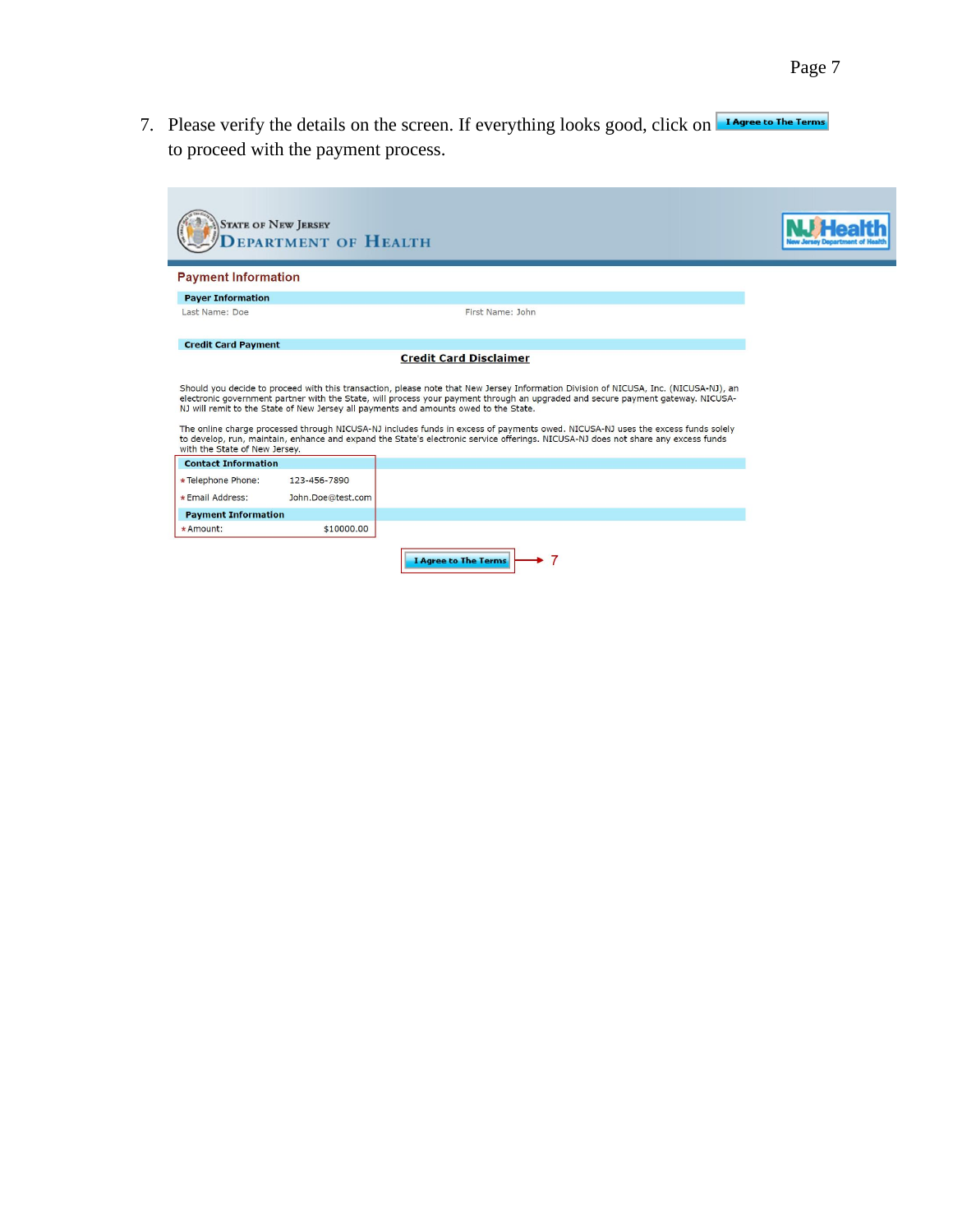7. Please verify the details on the screen. If everything looks good, click on **I Agree to The Terms** to proceed with the payment process.

STATE OF NEW JERSEY
DEPARTMENT OF HEALTH

NJ Health
New Jersey Department of Health

**Payment Information**

**Payer Information**

Last Name: Doe    First Name: John

**Credit Card Payment**

**Credit Card Disclaimer**

Should you decide to proceed with this transaction, please note that New Jersey Information Division of NICUSA, Inc. (NICUSA-NJ), an electronic government partner with the State, will process your payment through an upgraded and secure payment gateway. NICUSA-NJ will remit to the State of New Jersey all payments and amounts owed to the State.

The online charge processed through NICUSA-NJ includes funds in excess of payments owed. NICUSA-NJ uses the excess funds solely to develop, run, maintain, enhance and expand the State's electronic service offerings. NICUSA-NJ does not share any excess funds with the State of New Jersey.

**Contact Information**

| | |
|---|---|
| * Telephone Phone: | 123-456-7890 |
| * Email Address: | John.Doe@test.com |

**Payment Information**

| | |
|---|---|
| * Amount: | $10000.00 |

**I Agree to The Terms** → 7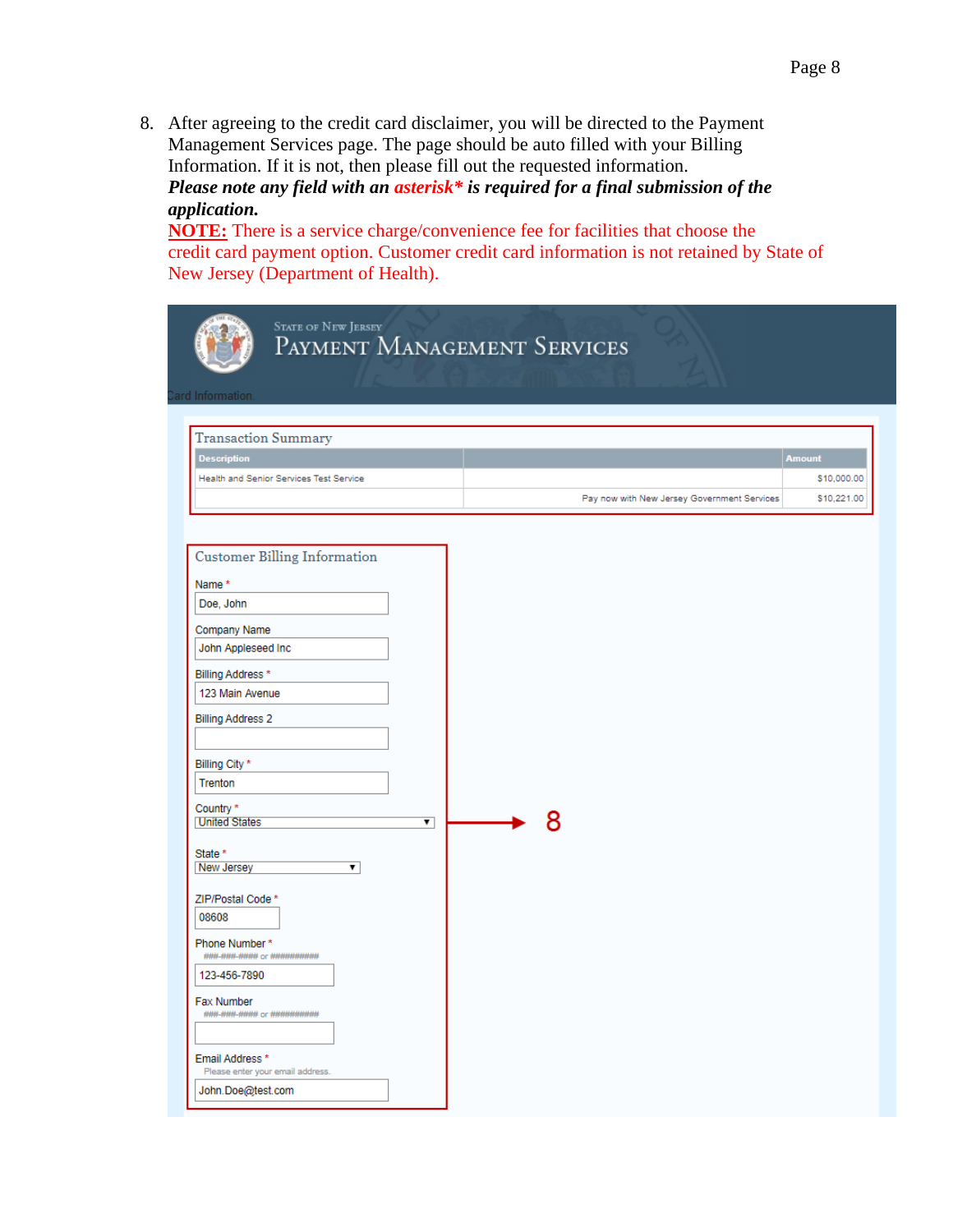8. After agreeing to the credit card disclaimer, you will be directed to the Payment Management Services page. The page should be auto filled with your Billing Information. If it is not, then please fill out the requested information.
   ***Please note any field with an asterisk\* is required for a final submission of the application.***
   **NOTE:** There is a service charge/convenience fee for facilities that choose the credit card payment option. Customer credit card information is not retained by State of New Jersey (Department of Health).

STATE OF NEW JERSEY
PAYMENT MANAGEMENT SERVICES

Card Information

**Transaction Summary**

| Description | | Amount |
|---|---|---|
| Health and Senior Services Test Service | | $10,000.00 |
| | Pay now with New Jersey Government Services | $10,221.00 |

**Customer Billing Information**

Name *
Doe, John

Company Name
John Appleseed Inc

Billing Address *
123 Main Avenue

Billing Address 2

Billing City *
Trenton

Country *
United States

State *
New Jersey

ZIP/Postal Code *
08608

Phone Number *
###-###-#### or ##########
123-456-7890

Fax Number
###-###-#### or ##########

Email Address *
Please enter your email address.
John.Doe@test.com

8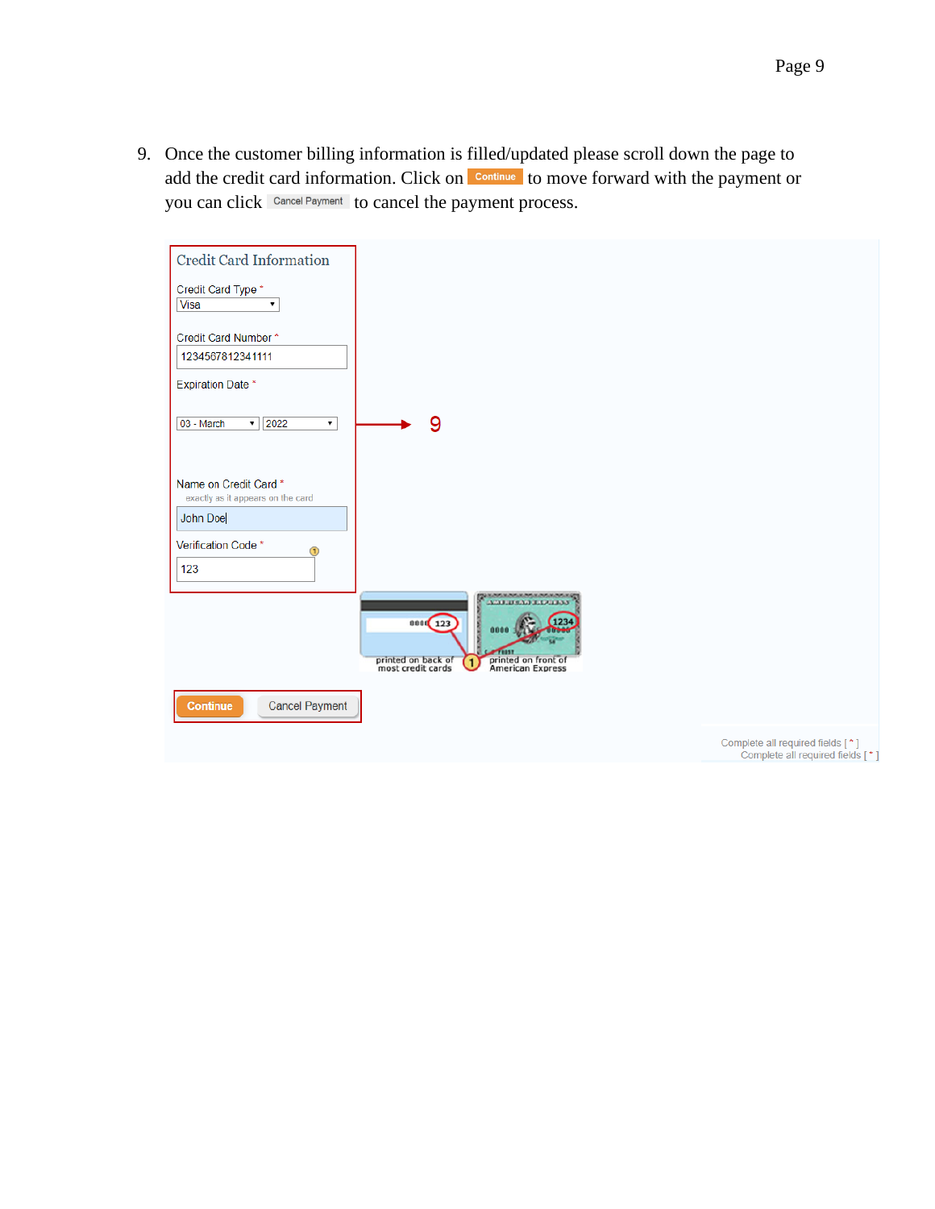9. Once the customer billing information is filled/updated please scroll down the page to add the credit card information. Click on Continue to move forward with the payment or you can click Cancel Payment to cancel the payment process.

Credit Card Information

Credit Card Type *
Visa

Credit Card Number *
1234567812341111

Expiration Date *
03 - March 2022

9

Name on Credit Card *
exactly as it appears on the card
John Doe

Verification Code *
123

printed on back of most credit cards

printed on front of American Express

Continue Cancel Payment

Complete all required fields [ * ]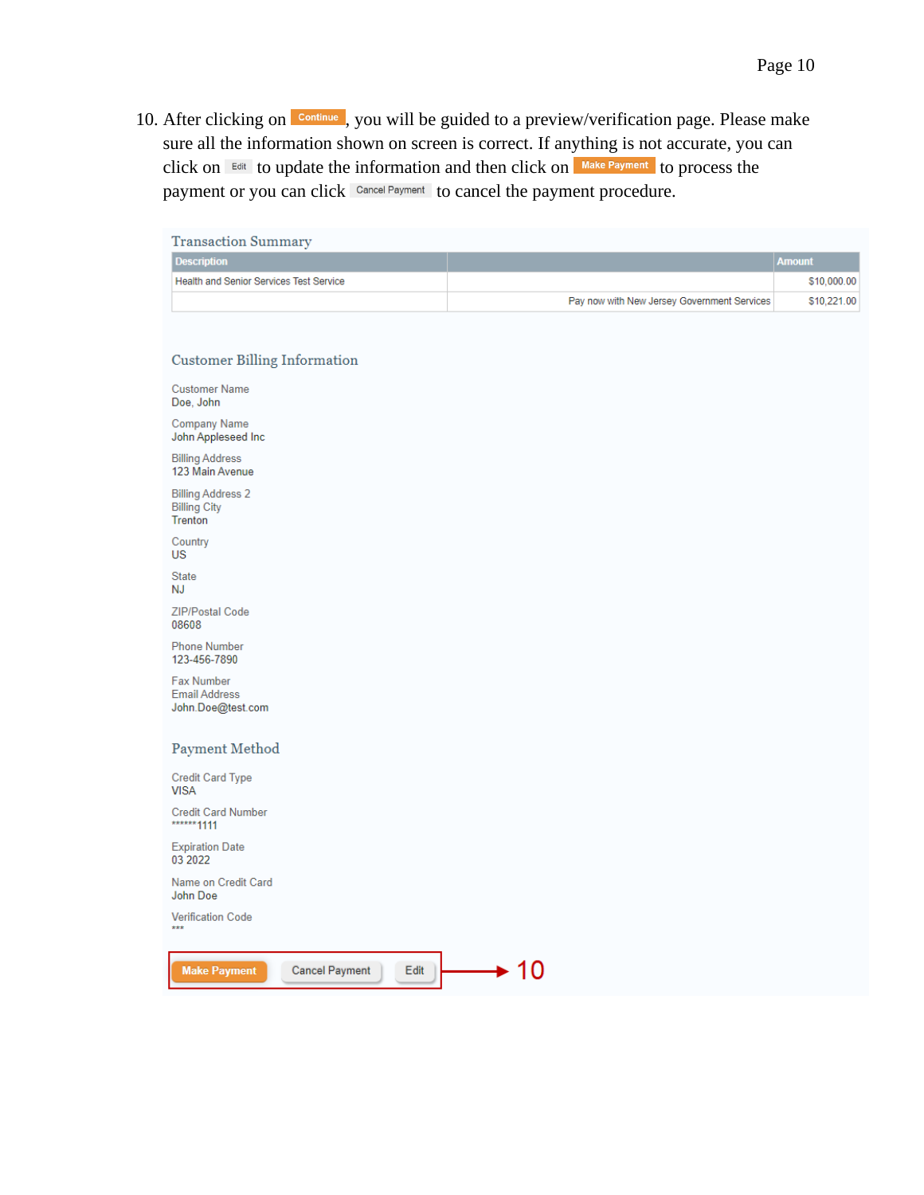10. After clicking on **Continue**, you will be guided to a preview/verification page. Please make sure all the information shown on screen is correct. If anything is not accurate, you can click on **Edit** to update the information and then click on **Make Payment** to process the payment or you can click **Cancel Payment** to cancel the payment procedure.

### Transaction Summary

| Description | | Amount |
|---|---|---|
| Health and Senior Services Test Service | | $10,000.00 |
| | Pay now with New Jersey Government Services | $10,221.00 |

### Customer Billing Information

Customer Name
Doe, John

Company Name
John Appleseed Inc

Billing Address
123 Main Avenue

Billing Address 2

Billing City
Trenton

Country
US

State
NJ

ZIP/Postal Code
08608

Phone Number
123-456-7890

Fax Number

Email Address
John.Doe@test.com

### Payment Method

Credit Card Type
VISA

Credit Card Number
******1111

Expiration Date
03 2022

Name on Credit Card
John Doe

Verification Code
***

**Make Payment** | **Cancel Payment** | **Edit** → 10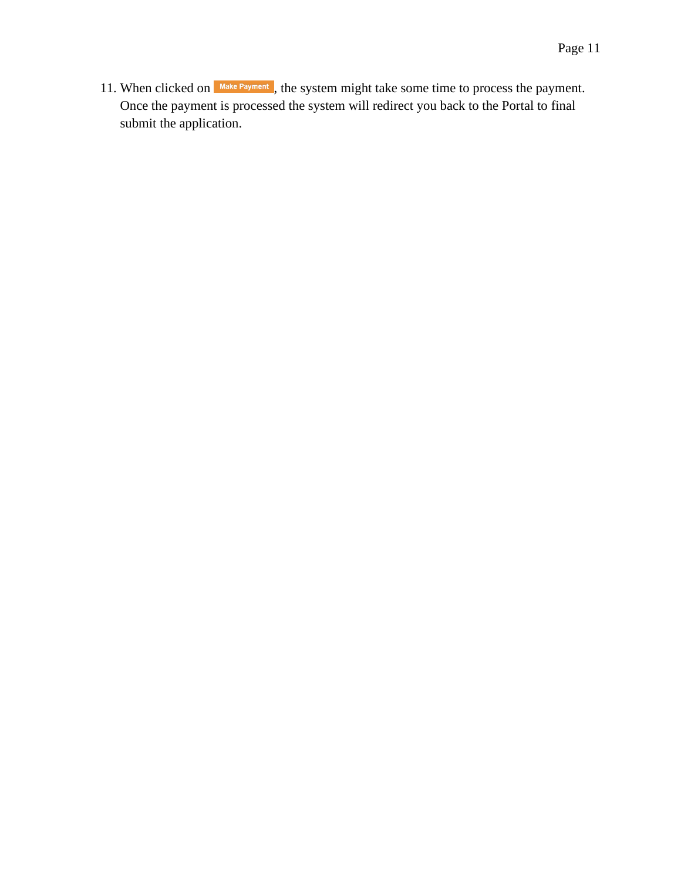11. When clicked on Make Payment, the system might take some time to process the payment. Once the payment is processed the system will redirect you back to the Portal to final submit the application.